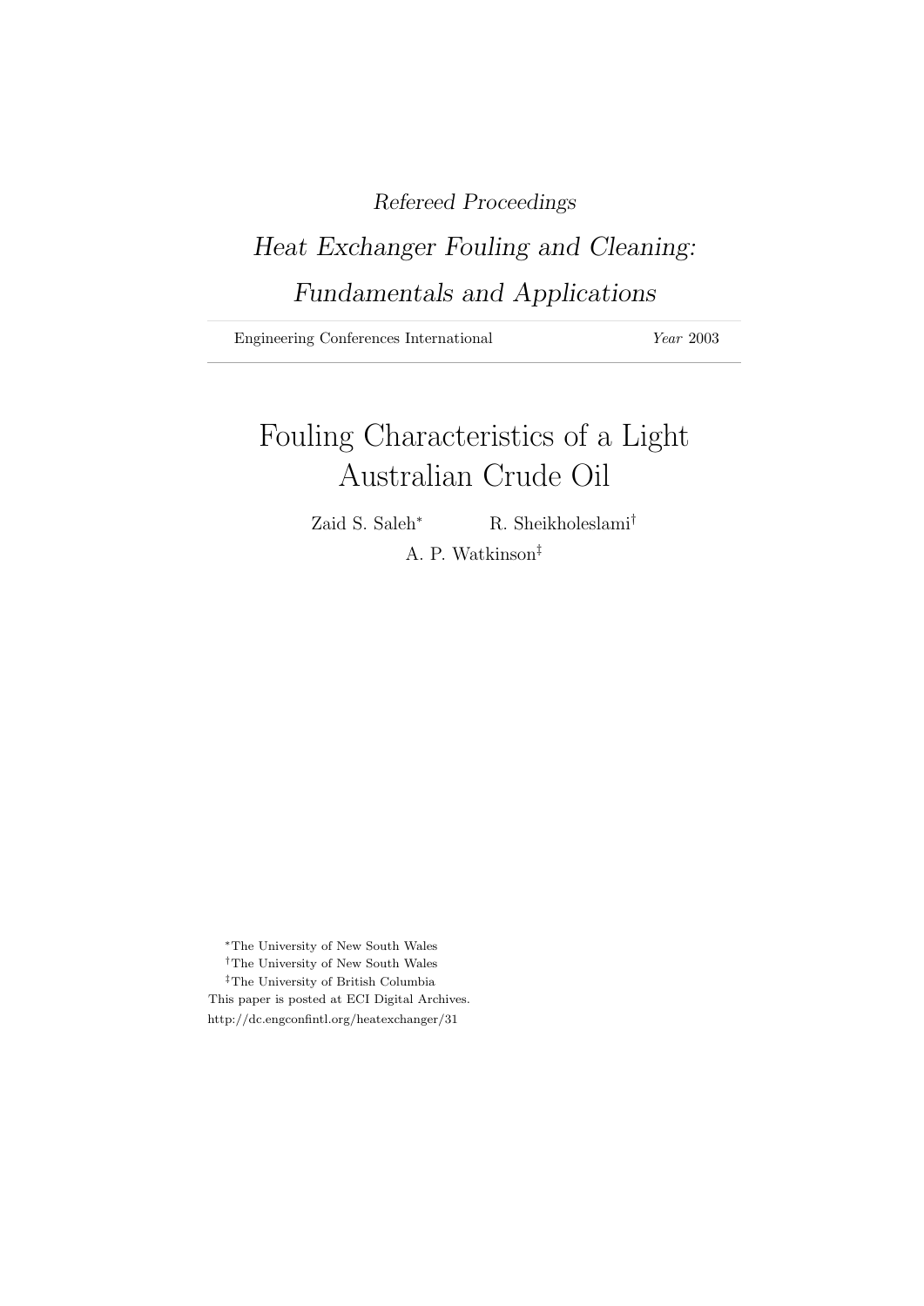*Refereed Proceedings*

*Heat Exchanger Fouling and Cleaning: Fundamentals and Applications*

Engineering Conferences International — *Year* 2003

# Fouling Characteristics of a Light Australian Crude Oil

Zaid S. Saleh[*] R. Sheikholeslami[†]

A. P. Watkinson[‡]

[*]The University of New South Wales

[†]The University of New South Wales

[‡]The University of British Columbia

This paper is posted at ECI Digital Archives.

http://dc.engconfintl.org/heatexchanger/31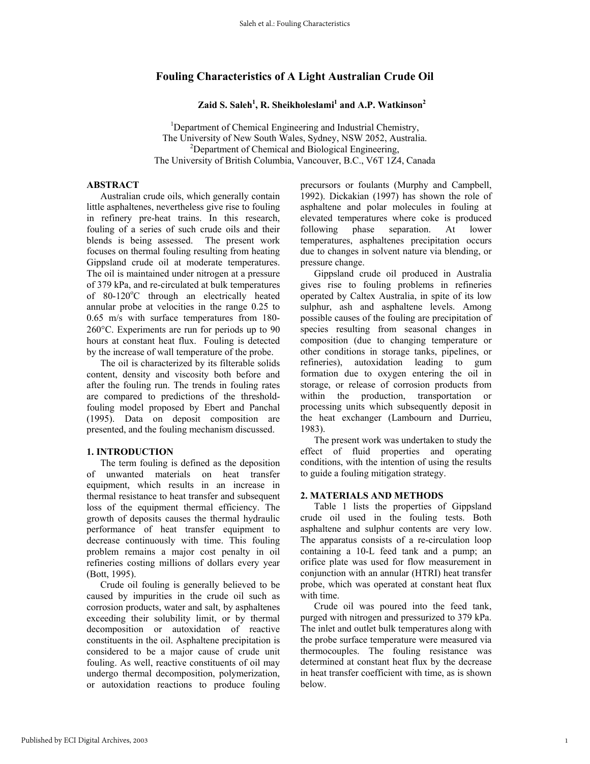# Fouling Characteristics of A Light Australian Crude Oil

**Zaid S. Saleh[1], R. Sheikholeslami[1] and A.P. Watkinson[2]**

[1]Department of Chemical Engineering and Industrial Chemistry,
The University of New South Wales, Sydney, NSW 2052, Australia.
[2]Department of Chemical and Biological Engineering,
The University of British Columbia, Vancouver, B.C., V6T 1Z4, Canada

## ABSTRACT

Australian crude oils, which generally contain little asphaltenes, nevertheless give rise to fouling in refinery pre-heat trains. In this research, fouling of a series of such crude oils and their blends is being assessed. The present work focuses on thermal fouling resulting from heating Gippsland crude oil at moderate temperatures. The oil is maintained under nitrogen at a pressure of 379 kPa, and re-circulated at bulk temperatures of 80-120$^{o}$C through an electrically heated annular probe at velocities in the range 0.25 to 0.65 m/s with surface temperatures from 180-260°C. Experiments are run for periods up to 90 hours at constant heat flux. Fouling is detected by the increase of wall temperature of the probe.

The oil is characterized by its filterable solids content, density and viscosity both before and after the fouling run. The trends in fouling rates are compared to predictions of the threshold-fouling model proposed by Ebert and Panchal (1995). Data on deposit composition are presented, and the fouling mechanism discussed.

## 1. INTRODUCTION

The term fouling is defined as the deposition of unwanted materials on heat transfer equipment, which results in an increase in thermal resistance to heat transfer and subsequent loss of the equipment thermal efficiency. The growth of deposits causes the thermal hydraulic performance of heat transfer equipment to decrease continuously with time. This fouling problem remains a major cost penalty in oil refineries costing millions of dollars every year (Bott, 1995).

Crude oil fouling is generally believed to be caused by impurities in the crude oil such as corrosion products, water and salt, by asphaltenes exceeding their solubility limit, or by thermal decomposition or autoxidation of reactive constituents in the oil. Asphaltene precipitation is considered to be a major cause of crude unit fouling. As well, reactive constituents of oil may undergo thermal decomposition, polymerization, or autoxidation reactions to produce fouling precursors or foulants (Murphy and Campbell, 1992). Dickakian (1997) has shown the role of asphaltene and polar molecules in fouling at elevated temperatures where coke is produced following phase separation. At lower temperatures, asphaltenes precipitation occurs due to changes in solvent nature via blending, or pressure change.

Gippsland crude oil produced in Australia gives rise to fouling problems in refineries operated by Caltex Australia, in spite of its low sulphur, ash and asphaltene levels. Among possible causes of the fouling are precipitation of species resulting from seasonal changes in composition (due to changing temperature or other conditions in storage tanks, pipelines, or refineries), autoxidation leading to gum formation due to oxygen entering the oil in storage, or release of corrosion products from within the production, transportation or processing units which subsequently deposit in the heat exchanger (Lambourn and Durrieu, 1983).

The present work was undertaken to study the effect of fluid properties and operating conditions, with the intention of using the results to guide a fouling mitigation strategy.

## 2. MATERIALS AND METHODS

Table 1 lists the properties of Gippsland crude oil used in the fouling tests. Both asphaltene and sulphur contents are very low. The apparatus consists of a re-circulation loop containing a 10-L feed tank and a pump; an orifice plate was used for flow measurement in conjunction with an annular (HTRI) heat transfer probe, which was operated at constant heat flux with time.

Crude oil was poured into the feed tank, purged with nitrogen and pressurized to 379 kPa. The inlet and outlet bulk temperatures along with the probe surface temperature were measured via thermocouples. The fouling resistance was determined at constant heat flux by the decrease in heat transfer coefficient with time, as is shown below.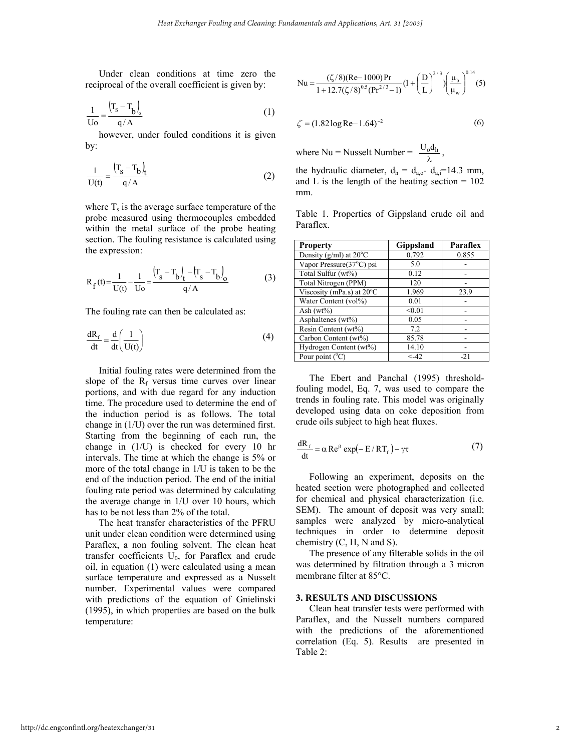Under clean conditions at time zero the reciprocal of the overall coefficient is given by:

$$\frac{1}{Uo} = \frac{\left(T_s - T_b\right)_o}{q/A} \tag{1}$$

however, under fouled conditions it is given by:

$$\frac{1}{U(t)} = \frac{\left(T_s - T_b\right)_t}{q/A} \tag{2}$$

where $T_s$ is the average surface temperature of the probe measured using thermocouples embedded within the metal surface of the probe heating section. The fouling resistance is calculated using the expression:

$$R_f(t) = \frac{1}{U(t)} - \frac{1}{Uo} = \frac{\left(T_s - T_b\right)_t - \left(T_s - T_b\right)_o}{q/A} \tag{3}$$

The fouling rate can then be calculated as:

$$\frac{dR_f}{dt} = \frac{d}{dt}\left(\frac{1}{U(t)}\right) \tag{4}$$

Initial fouling rates were determined from the slope of the $R_f$ versus time curves over linear portions, and with due regard for any induction time. The procedure used to determine the end of the induction period is as follows. The total change in (1/U) over the run was determined first. Starting from the beginning of each run, the change in (1/U) is checked for every 10 hr intervals. The time at which the change is 5% or more of the total change in 1/U is taken to be the end of the induction period. The end of the initial fouling rate period was determined by calculating the average change in 1/U over 10 hours, which has to be not less than 2% of the total.

The heat transfer characteristics of the PFRU unit under clean condition were determined using Paraflex, a non fouling solvent. The clean heat transfer coefficients $U_0$, for Paraflex and crude oil, in equation (1) were calculated using a mean surface temperature and expressed as a Nusselt number. Experimental values were compared with predictions of the equation of Gnielinski (1995), in which properties are based on the bulk temperature:

$$Nu = \frac{(\zeta/8)(Re-1000)\,Pr}{1+12.7(\zeta/8)^{0.5}(Pr^{2/3}-1)}\left(1+\left(\frac{D}{L}\right)^{2/3}\right)\left(\frac{\mu_b}{\mu_w}\right)^{0.14} \tag{5}$$

$$\zeta = (1.82\log Re - 1.64)^{-2} \tag{6}$$

where Nu = Nusselt Number = $\frac{U_o d_h}{\lambda}$,

the hydraulic diameter, $d_h = d_{a,o} - d_{a,i}$=14.3 mm, and L is the length of the heating section = 102 mm.

Table 1. Properties of Gippsland crude oil and Paraflex.

| Property | Gippsland | Paraflex |
|---|---|---|
| Density (g/ml) at 20°C | 0.792 | 0.855 |
| Vapor Pressure(37°C) psi | 5.0 | - |
| Total Sulfur (wt%) | 0.12 | - |
| Total Nitrogen (PPM) | 120 | - |
| Viscosity (mPa.s) at 20°C | 1.969 | 23.9 |
| Water Content (vol%) | 0.01 | - |
| Ash (wt%) | <0.01 | - |
| Asphaltenes (wt%) | 0.05 | - |
| Resin Content (wt%) | 7.2 | - |
| Carbon Content (wt%) | 85.78 | - |
| Hydrogen Content (wt%) | 14.10 | - |
| Pour point (°C) | <-42 | -21 |

The Ebert and Panchal (1995) threshold-fouling model, Eq. 7, was used to compare the trends in fouling rate. This model was originally developed using data on coke deposition from crude oils subject to high heat fluxes.

$$\frac{dR_f}{dt} = \alpha\, Re^{\beta} \exp\left(-E/RT_f\right) - \gamma\tau \tag{7}$$

Following an experiment, deposits on the heated section were photographed and collected for chemical and physical characterization (i.e. SEM). The amount of deposit was very small; samples were analyzed by micro-analytical techniques in order to determine deposit chemistry (C, H, N and S).

The presence of any filterable solids in the oil was determined by filtration through a 3 micron membrane filter at 85°C.

## 3. RESULTS AND DISCUSSIONS

Clean heat transfer tests were performed with Paraflex, and the Nusselt numbers compared with the predictions of the aforementioned correlation (Eq. 5). Results are presented in Table 2: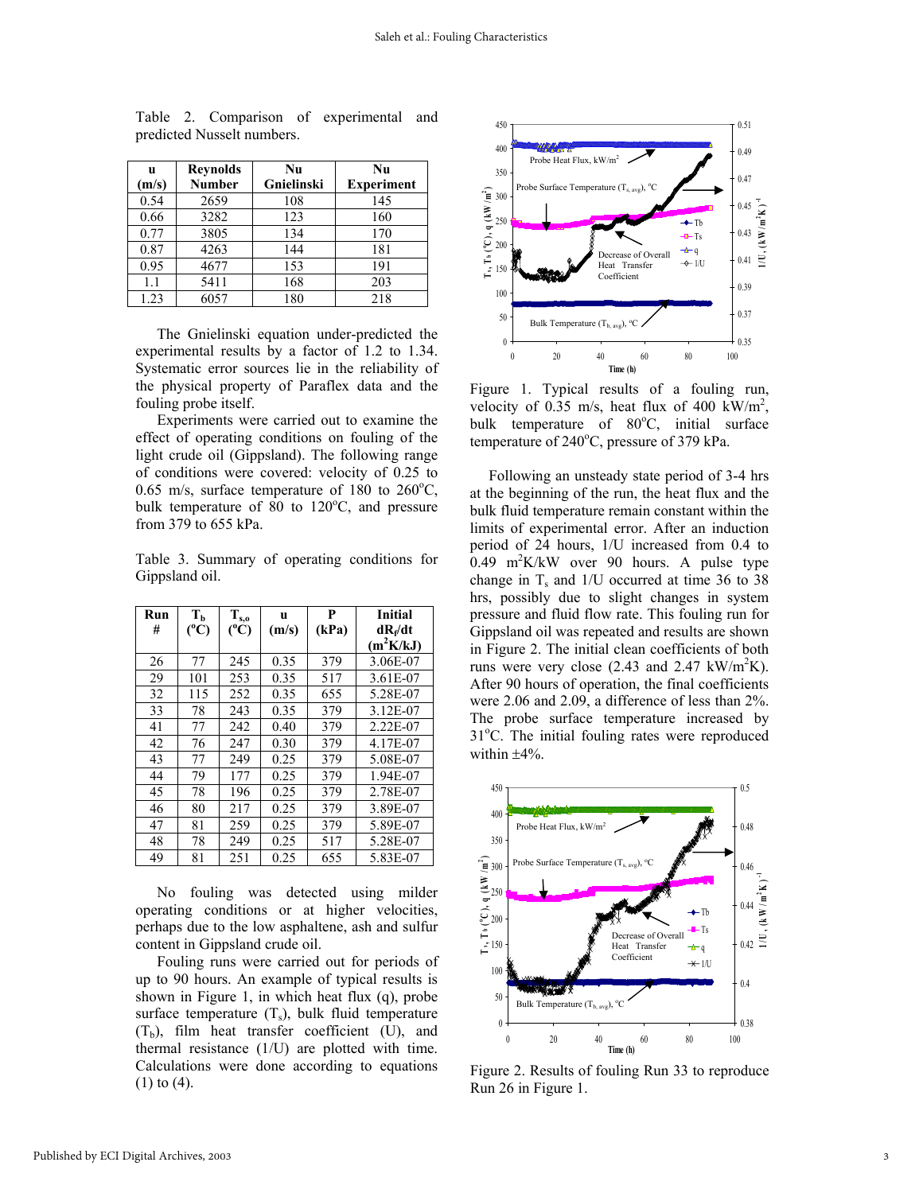Table 2. Comparison of experimental and predicted Nusselt numbers.

| u (m/s) | Reynolds Number | Nu Gnielinski | Nu Experiment |
|---|---|---|---|
| 0.54 | 2659 | 108 | 145 |
| 0.66 | 3282 | 123 | 160 |
| 0.77 | 3805 | 134 | 170 |
| 0.87 | 4263 | 144 | 181 |
| 0.95 | 4677 | 153 | 191 |
| 1.1 | 5411 | 168 | 203 |
| 1.23 | 6057 | 180 | 218 |

The Gnielinski equation under-predicted the experimental results by a factor of 1.2 to 1.34. Systematic error sources lie in the reliability of the physical property of Paraflex data and the fouling probe itself.

Experiments were carried out to examine the effect of operating conditions on fouling of the light crude oil (Gippsland). The following range of conditions were covered: velocity of 0.25 to 0.65 m/s, surface temperature of 180 to 260°C, bulk temperature of 80 to 120°C, and pressure from 379 to 655 kPa.

Table 3. Summary of operating conditions for Gippsland oil.

| Run # | $T_b$ (°C) | $T_{s,o}$ (°C) | u (m/s) | P (kPa) | Initial $dR_f/dt$ ($m^2K/kJ$) |
|---|---|---|---|---|---|
| 26 | 77 | 245 | 0.35 | 379 | 3.06E-07 |
| 29 | 101 | 253 | 0.35 | 517 | 3.61E-07 |
| 32 | 115 | 252 | 0.35 | 655 | 5.28E-07 |
| 33 | 78 | 243 | 0.35 | 379 | 3.12E-07 |
| 41 | 77 | 242 | 0.40 | 379 | 2.22E-07 |
| 42 | 76 | 247 | 0.30 | 379 | 4.17E-07 |
| 43 | 77 | 249 | 0.25 | 379 | 5.08E-07 |
| 44 | 79 | 177 | 0.25 | 379 | 1.94E-07 |
| 45 | 78 | 196 | 0.25 | 379 | 2.78E-07 |
| 46 | 80 | 217 | 0.25 | 379 | 3.89E-07 |
| 47 | 81 | 259 | 0.25 | 379 | 5.89E-07 |
| 48 | 78 | 249 | 0.25 | 517 | 5.28E-07 |
| 49 | 81 | 251 | 0.25 | 655 | 5.83E-07 |

No fouling was detected using milder operating conditions or at higher velocities, perhaps due to the low asphaltene, ash and sulfur content in Gippsland crude oil.

Fouling runs were carried out for periods of up to 90 hours. An example of typical results is shown in Figure 1, in which heat flux (q), probe surface temperature ($T_s$), bulk fluid temperature ($T_b$), film heat transfer coefficient (U), and thermal resistance (1/U) are plotted with time. Calculations were done according to equations (1) to (4).

Figure 1. Typical results of a fouling run, velocity of 0.35 m/s, heat flux of 400 kW/m$^2$, bulk temperature of 80°C, initial surface temperature of 240°C, pressure of 379 kPa.

Following an unsteady state period of 3-4 hrs at the beginning of the run, the heat flux and the bulk fluid temperature remain constant within the limits of experimental error. After an induction period of 24 hours, 1/U increased from 0.4 to 0.49 m$^2$K/kW over 90 hours. A pulse type change in $T_s$ and 1/U occurred at time 36 to 38 hrs, possibly due to slight changes in system pressure and fluid flow rate. This fouling run for Gippsland oil was repeated and results are shown in Figure 2. The initial clean coefficients of both runs were very close (2.43 and 2.47 kW/m$^2$K). After 90 hours of operation, the final coefficients were 2.06 and 2.09, a difference of less than 2%. The probe surface temperature increased by 31°C. The initial fouling rates were reproduced within ±4%.

Figure 2. Results of fouling Run 33 to reproduce Run 26 in Figure 1.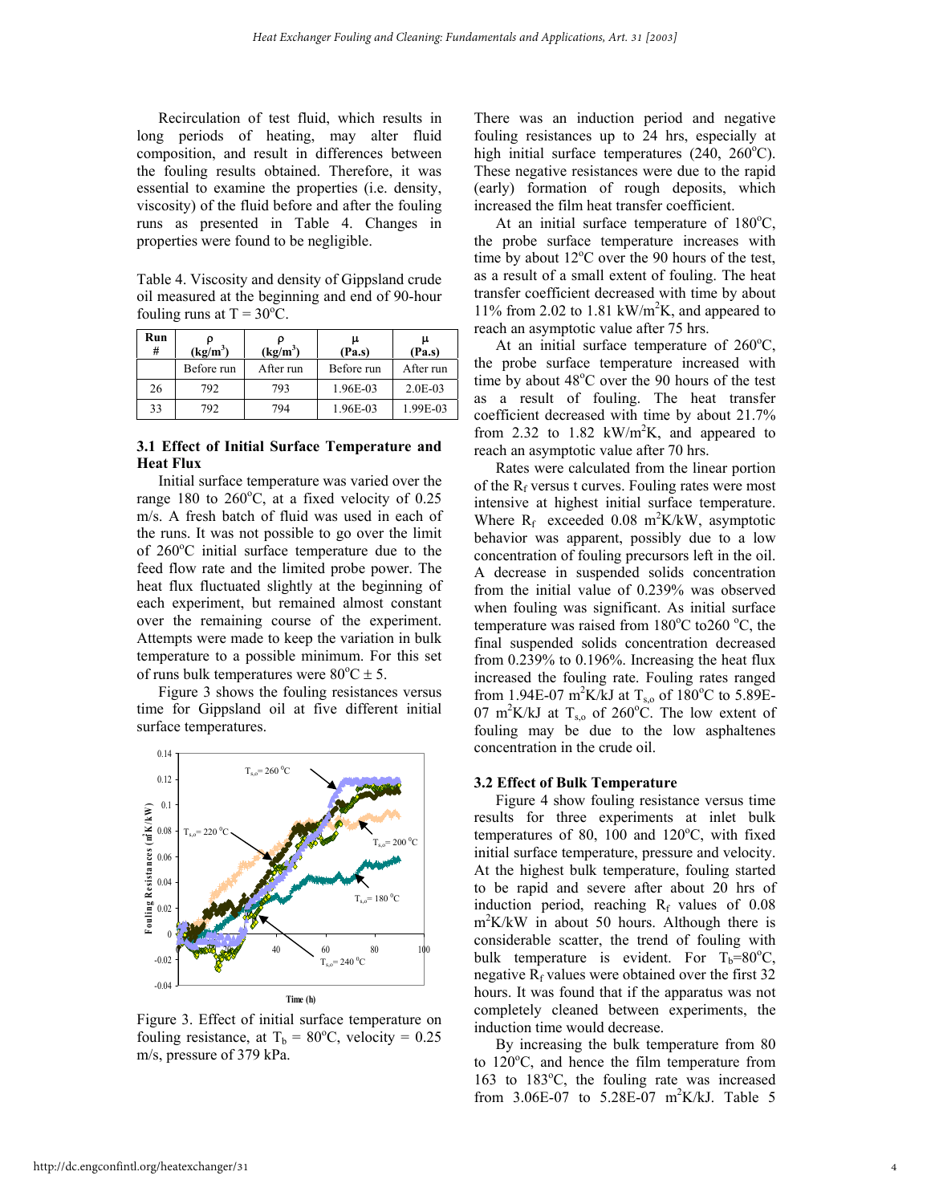Recirculation of test fluid, which results in long periods of heating, may alter fluid composition, and result in differences between the fouling results obtained. Therefore, it was essential to examine the properties (i.e. density, viscosity) of the fluid before and after the fouling runs as presented in Table 4. Changes in properties were found to be negligible.

Table 4. Viscosity and density of Gippsland crude oil measured at the beginning and end of 90-hour fouling runs at T = 30°C.

| Run # | ρ ($kg/m^3$) | ρ ($kg/m^3$) | μ (Pa.s) | μ (Pa.s) |
|---|---|---|---|---|
| | Before run | After run | Before run | After run |
| 26 | 792 | 793 | 1.96E-03 | 2.0E-03 |
| 33 | 792 | 794 | 1.96E-03 | 1.99E-03 |

### 3.1 Effect of Initial Surface Temperature and Heat Flux

Initial surface temperature was varied over the range 180 to 260°C, at a fixed velocity of 0.25 m/s. A fresh batch of fluid was used in each of the runs. It was not possible to go over the limit of 260°C initial surface temperature due to the feed flow rate and the limited probe power. The heat flux fluctuated slightly at the beginning of each experiment, but remained almost constant over the remaining course of the experiment. Attempts were made to keep the variation in bulk temperature to a possible minimum. For this set of runs bulk temperatures were 80°C ± 5.

Figure 3 shows the fouling resistances versus time for Gippsland oil at five different initial surface temperatures.

Figure 3. Effect of initial surface temperature on fouling resistance, at $T_b$ = 80°C, velocity = 0.25 m/s, pressure of 379 kPa.

There was an induction period and negative fouling resistances up to 24 hrs, especially at high initial surface temperatures (240, 260°C). These negative resistances were due to the rapid (early) formation of rough deposits, which increased the film heat transfer coefficient.

At an initial surface temperature of 180°C, the probe surface temperature increases with time by about 12°C over the 90 hours of the test, as a result of a small extent of fouling. The heat transfer coefficient decreased with time by about 11% from 2.02 to 1.81 $kW/m^2K$, and appeared to reach an asymptotic value after 75 hrs.

At an initial surface temperature of 260°C, the probe surface temperature increased with time by about 48°C over the 90 hours of the test as a result of fouling. The heat transfer coefficient decreased with time by about 21.7% from 2.32 to 1.82 $kW/m^2K$, and appeared to reach an asymptotic value after 70 hrs.

Rates were calculated from the linear portion of the $R_f$ versus t curves. Fouling rates were most intensive at highest initial surface temperature. Where $R_f$ exceeded 0.08 $m^2K/kW$, asymptotic behavior was apparent, possibly due to a low concentration of fouling precursors left in the oil. A decrease in suspended solids concentration from the initial value of 0.239% was observed when fouling was significant. As initial surface temperature was raised from 180°C to260 °C, the final suspended solids concentration decreased from 0.239% to 0.196%. Increasing the heat flux increased the fouling rate. Fouling rates ranged from 1.94E-07 $m^2K/kJ$ at $T_{s,o}$ of 180°C to 5.89E-07 $m^2K/kJ$ at $T_{s,o}$ of 260°C. The low extent of fouling may be due to the low asphaltenes concentration in the crude oil.

### 3.2 Effect of Bulk Temperature

Figure 4 show fouling resistance versus time results for three experiments at inlet bulk temperatures of 80, 100 and 120°C, with fixed initial surface temperature, pressure and velocity. At the highest bulk temperature, fouling started to be rapid and severe after about 20 hrs of induction period, reaching $R_f$ values of 0.08 $m^2K/kW$ in about 50 hours. Although there is considerable scatter, the trend of fouling with bulk temperature is evident. For $T_b$=80°C, negative $R_f$ values were obtained over the first 32 hours. It was found that if the apparatus was not completely cleaned between experiments, the induction time would decrease.

By increasing the bulk temperature from 80 to 120°C, and hence the film temperature from 163 to 183°C, the fouling rate was increased from 3.06E-07 to 5.28E-07 $m^2K/kJ$. Table 5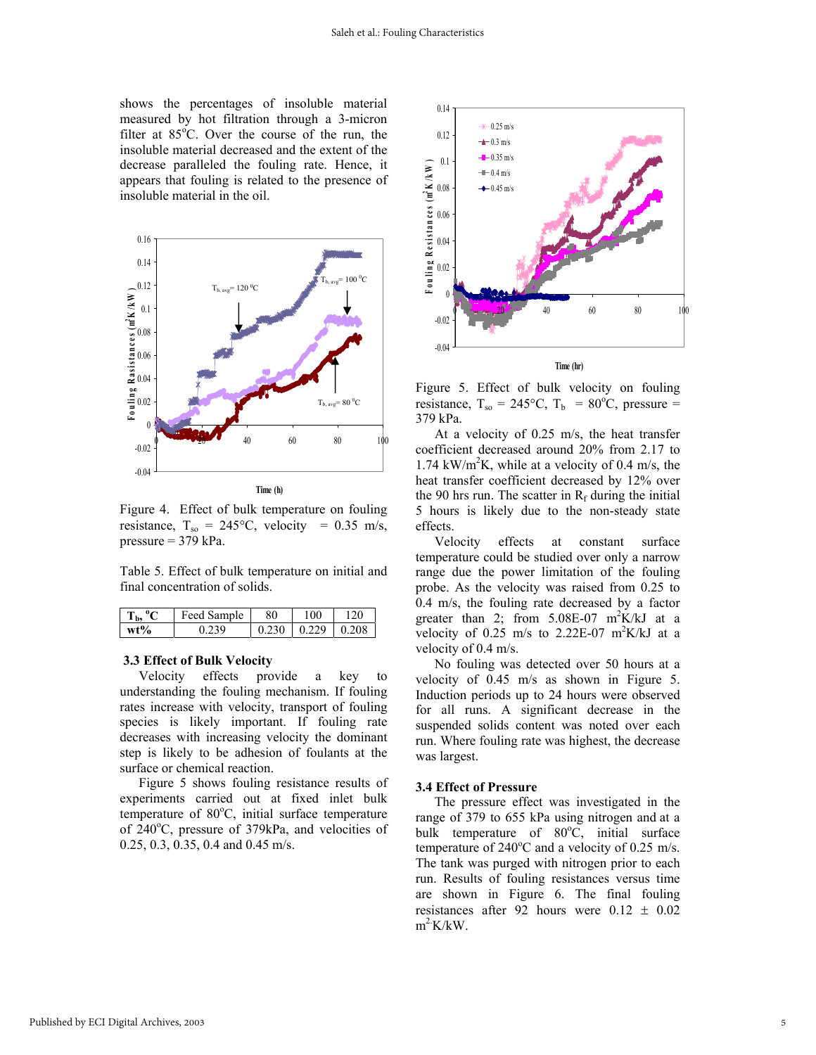shows the percentages of insoluble material measured by hot filtration through a 3-micron filter at 85°C. Over the course of the run, the insoluble material decreased and the extent of the decrease paralleled the fouling rate. Hence, it appears that fouling is related to the presence of insoluble material in the oil.

Figure 4. Effect of bulk temperature on fouling resistance, $T_{so}$ = 245°C, velocity = 0.35 m/s, pressure = 379 kPa.

Table 5. Effect of bulk temperature on initial and final concentration of solids.

| $T_b$, °C | Feed Sample | 80 | 100 | 120 |
|---|---|---|---|---|
| wt% | 0.239 | 0.230 | 0.229 | 0.208 |

### 3.3 Effect of Bulk Velocity

Velocity effects provide a key to understanding the fouling mechanism. If fouling rates increase with velocity, transport of fouling species is likely important. If fouling rate decreases with increasing velocity the dominant step is likely to be adhesion of foulants at the surface or chemical reaction.

Figure 5 shows fouling resistance results of experiments carried out at fixed inlet bulk temperature of 80°C, initial surface temperature of 240°C, pressure of 379kPa, and velocities of 0.25, 0.3, 0.35, 0.4 and 0.45 m/s.

Figure 5. Effect of bulk velocity on fouling resistance, $T_{so}$ = 245°C, $T_b$ = 80°C, pressure = 379 kPa.

At a velocity of 0.25 m/s, the heat transfer coefficient decreased around 20% from 2.17 to 1.74 kW/m$^2$K, while at a velocity of 0.4 m/s, the heat transfer coefficient decreased by 12% over the 90 hrs run. The scatter in $R_f$ during the initial 5 hours is likely due to the non-steady state effects.

Velocity effects at constant surface temperature could be studied over only a narrow range due the power limitation of the fouling probe. As the velocity was raised from 0.25 to 0.4 m/s, the fouling rate decreased by a factor greater than 2; from 5.08E-07 m$^2$K/kJ at a velocity of 0.25 m/s to 2.22E-07 m$^2$K/kJ at a velocity of 0.4 m/s.

No fouling was detected over 50 hours at a velocity of 0.45 m/s as shown in Figure 5. Induction periods up to 24 hours were observed for all runs. A significant decrease in the suspended solids content was noted over each run. Where fouling rate was highest, the decrease was largest.

### 3.4 Effect of Pressure

The pressure effect was investigated in the range of 379 to 655 kPa using nitrogen and at a bulk temperature of 80°C, initial surface temperature of 240°C and a velocity of 0.25 m/s. The tank was purged with nitrogen prior to each run. Results of fouling resistances versus time are shown in Figure 6. The final fouling resistances after 92 hours were 0.12 ± 0.02 m$^2$K/kW.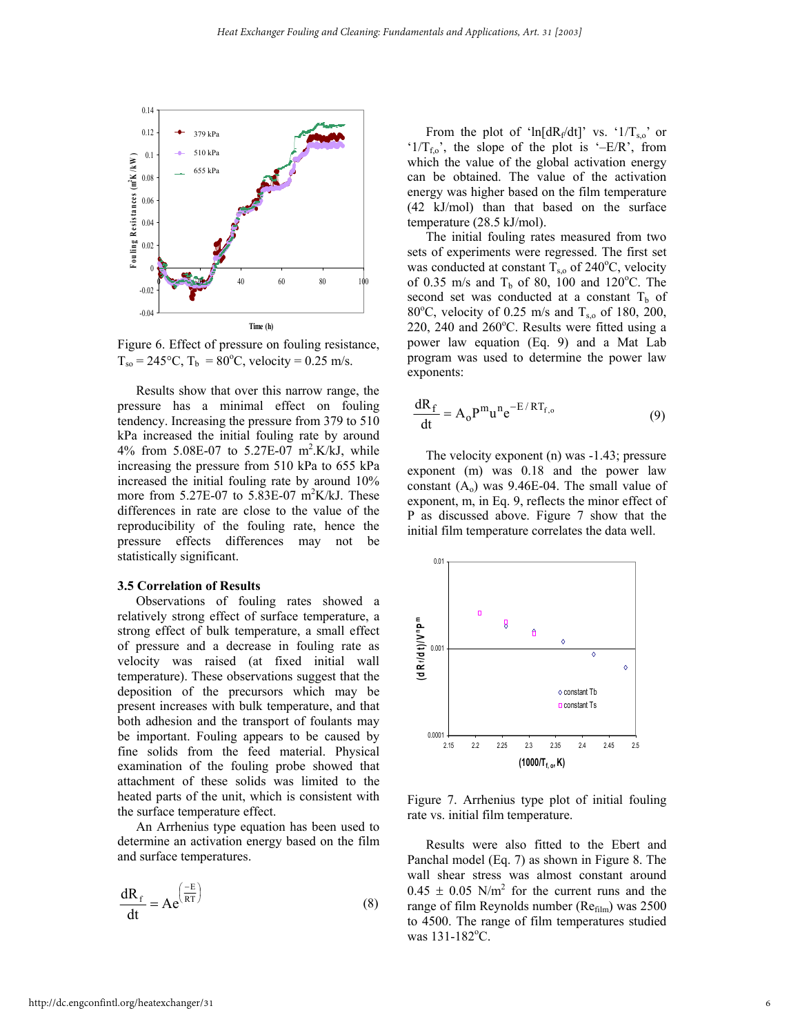Figure 6. Effect of pressure on fouling resistance, $T_{so} = 245°C$, $T_b = 80°C$, velocity = 0.25 m/s.

Results show that over this narrow range, the pressure has a minimal effect on fouling tendency. Increasing the pressure from 379 to 510 kPa increased the initial fouling rate by around 4% from 5.08E-07 to 5.27E-07 $m^2$.K/kJ, while increasing the pressure from 510 kPa to 655 kPa increased the initial fouling rate by around 10% more from 5.27E-07 to 5.83E-07 $m^2$K/kJ. These differences in rate are close to the value of the reproducibility of the fouling rate, hence the pressure effects differences may not be statistically significant.

### 3.5 Correlation of Results

Observations of fouling rates showed a relatively strong effect of surface temperature, a strong effect of bulk temperature, a small effect of pressure and a decrease in fouling rate as velocity was raised (at fixed initial wall temperature). These observations suggest that the deposition of the precursors which may be present increases with bulk temperature, and that both adhesion and the transport of foulants may be important. Fouling appears to be caused by fine solids from the feed material. Physical examination of the fouling probe showed that attachment of these solids was limited to the heated parts of the unit, which is consistent with the surface temperature effect.

An Arrhenius type equation has been used to determine an activation energy based on the film and surface temperatures.

$$\frac{dR_f}{dt} = Ae^{\left(\frac{-E}{RT}\right)} \tag{8}$$

From the plot of '$\ln[dR_f/dt]$' vs. '$1/T_{s,o}$' or '$1/T_{f,o}$', the slope of the plot is '$-E/R$', from which the value of the global activation energy can be obtained. The value of the activation energy was higher based on the film temperature (42 kJ/mol) than that based on the surface temperature (28.5 kJ/mol).

The initial fouling rates measured from two sets of experiments were regressed. The first set was conducted at constant $T_{s,o}$ of 240°C, velocity of 0.35 m/s and $T_b$ of 80, 100 and 120°C. The second set was conducted at a constant $T_b$ of 80°C, velocity of 0.25 m/s and $T_{s,o}$ of 180, 200, 220, 240 and 260°C. Results were fitted using a power law equation (Eq. 9) and a Mat Lab program was used to determine the power law exponents:

$$\frac{dR_f}{dt} = A_o P^m u^n e^{-E/RT_{f,o}} \tag{9}$$

The velocity exponent (n) was -1.43; pressure exponent (m) was 0.18 and the power law constant ($A_o$) was 9.46E-04. The small value of exponent, m, in Eq. 9, reflects the minor effect of P as discussed above. Figure 7 show that the initial film temperature correlates the data well.

Figure 7. Arrhenius type plot of initial fouling rate vs. initial film temperature.

Results were also fitted to the Ebert and Panchal model (Eq. 7) as shown in Figure 8. The wall shear stress was almost constant around $0.45 \pm 0.05$ N/$m^2$ for the current runs and the range of film Reynolds number ($Re_{film}$) was 2500 to 4500. The range of film temperatures studied was 131-182°C.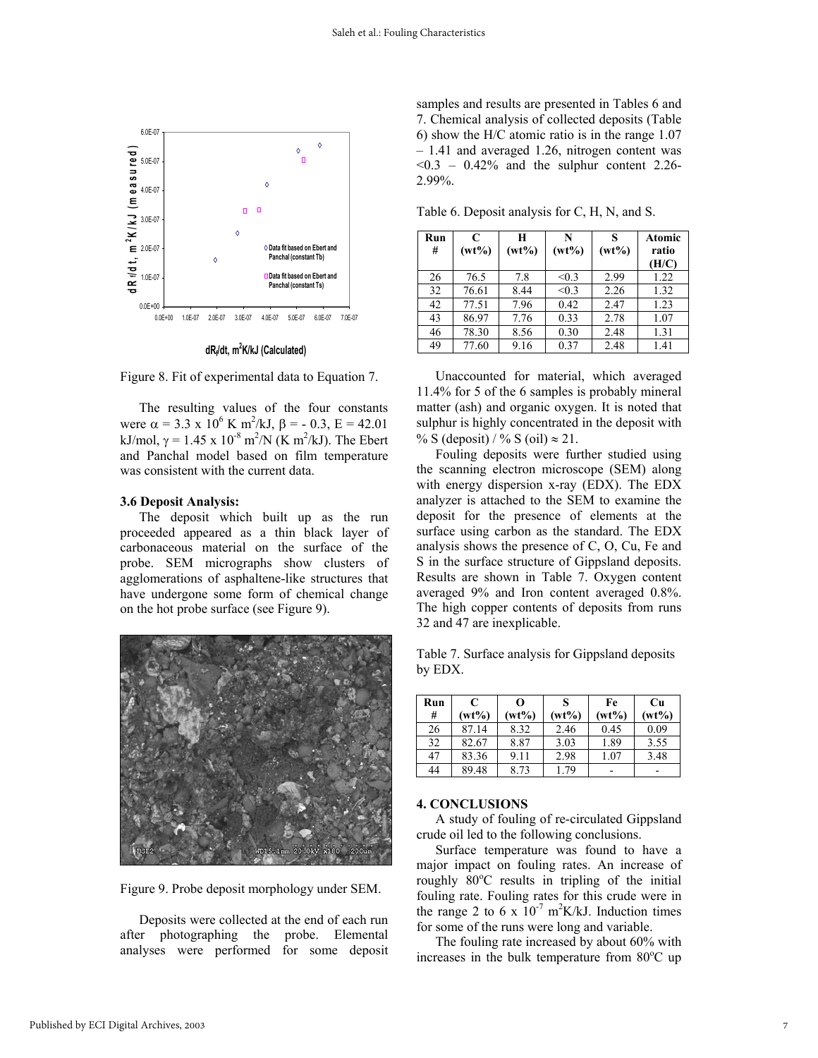Figure 8. Fit of experimental data to Equation 7.

The resulting values of the four constants were $\alpha = 3.3 \times 10^6$ K m$^2$/kJ, $\beta = -0.3$, E = 42.01 kJ/mol, $\gamma = 1.45 \times 10^{-8}$ m$^2$/N (K m$^2$/kJ). The Ebert and Panchal model based on film temperature was consistent with the current data.

### 3.6 Deposit Analysis:

The deposit which built up as the run proceeded appeared as a thin black layer of carbonaceous material on the surface of the probe. SEM micrographs show clusters of agglomerations of asphaltene-like structures that have undergone some form of chemical change on the hot probe surface (see Figure 9).

Figure 9. Probe deposit morphology under SEM.

Deposits were collected at the end of each run after photographing the probe. Elemental analyses were performed for some deposit samples and results are presented in Tables 6 and 7. Chemical analysis of collected deposits (Table 6) show the H/C atomic ratio is in the range 1.07 – 1.41 and averaged 1.26, nitrogen content was <0.3 – 0.42% and the sulphur content 2.26-2.99%.

Table 6. Deposit analysis for C, H, N, and S.

| Run # | C (wt%) | H (wt%) | N (wt%) | S (wt%) | Atomic ratio (H/C) |
|---|---|---|---|---|---|
| 26 | 76.5 | 7.8 | <0.3 | 2.99 | 1.22 |
| 32 | 76.61 | 8.44 | <0.3 | 2.26 | 1.32 |
| 42 | 77.51 | 7.96 | 0.42 | 2.47 | 1.23 |
| 43 | 86.97 | 7.76 | 0.33 | 2.78 | 1.07 |
| 46 | 78.30 | 8.56 | 0.30 | 2.48 | 1.31 |
| 49 | 77.60 | 9.16 | 0.37 | 2.48 | 1.41 |

Unaccounted for material, which averaged 11.4% for 5 of the 6 samples is probably mineral matter (ash) and organic oxygen. It is noted that sulphur is highly concentrated in the deposit with % S (deposit) / % S (oil) ≈ 21.

Fouling deposits were further studied using the scanning electron microscope (SEM) along with energy dispersion x-ray (EDX). The EDX analyzer is attached to the SEM to examine the deposit for the presence of elements at the surface using carbon as the standard. The EDX analysis shows the presence of C, O, Cu, Fe and S in the surface structure of Gippsland deposits. Results are shown in Table 7. Oxygen content averaged 9% and Iron content averaged 0.8%. The high copper contents of deposits from runs 32 and 47 are inexplicable.

Table 7. Surface analysis for Gippsland deposits by EDX.

| Run # | C (wt%) | O (wt%) | S (wt%) | Fe (wt%) | Cu (wt%) |
|---|---|---|---|---|---|
| 26 | 87.14 | 8.32 | 2.46 | 0.45 | 0.09 |
| 32 | 82.67 | 8.87 | 3.03 | 1.89 | 3.55 |
| 47 | 83.36 | 9.11 | 2.98 | 1.07 | 3.48 |
| 44 | 89.48 | 8.73 | 1.79 | - | - |

## 4. CONCLUSIONS

A study of fouling of re-circulated Gippsland crude oil led to the following conclusions.

Surface temperature was found to have a major impact on fouling rates. An increase of roughly 80$^o$C results in tripling of the initial fouling rate. Fouling rates for this crude were in the range 2 to 6 x $10^{-7}$ m$^2$K/kJ. Induction times for some of the runs were long and variable.

The fouling rate increased by about 60% with increases in the bulk temperature from 80$^o$C up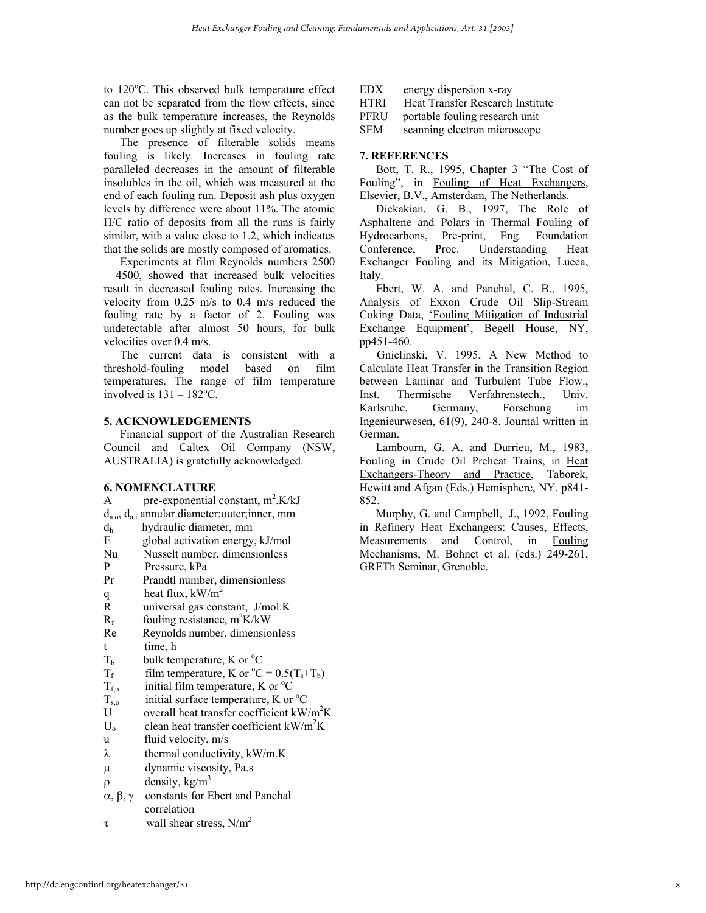to 120°C. This observed bulk temperature effect can not be separated from the flow effects, since as the bulk temperature increases, the Reynolds number goes up slightly at fixed velocity.

The presence of filterable solids means fouling is likely. Increases in fouling rate paralleled decreases in the amount of filterable insolubles in the oil, which was measured at the end of each fouling run. Deposit ash plus oxygen levels by difference were about 11%. The atomic H/C ratio of deposits from all the runs is fairly similar, with a value close to 1.2, which indicates that the solids are mostly composed of aromatics.

Experiments at film Reynolds numbers 2500 – 4500, showed that increased bulk velocities result in decreased fouling rates. Increasing the velocity from 0.25 m/s to 0.4 m/s reduced the fouling rate by a factor of 2. Fouling was undetectable after almost 50 hours, for bulk velocities over 0.4 m/s.

The current data is consistent with a threshold-fouling model based on film temperatures. The range of film temperature involved is 131 – 182°C.

## 5. ACKNOWLEDGEMENTS

Financial support of the Australian Research Council and Caltex Oil Company (NSW, AUSTRALIA) is gratefully acknowledged.

## 6. NOMENCLATURE

| | |
|---|---|
| $A$ | pre-exponential constant, $m^2$.K/kJ |
| $d_{a,o}$, $d_{a,i}$ | annular diameter;outer;inner, mm |
| $d_h$ | hydraulic diameter, mm |
| $E$ | global activation energy, kJ/mol |
| Nu | Nusselt number, dimensionless |
| $P$ | Pressure, kPa |
| Pr | Prandtl number, dimensionless |
| $q$ | heat flux, $kW/m^2$ |
| $R$ | universal gas constant, J/mol.K |
| $R_f$ | fouling resistance, $m^2K/kW$ |
| Re | Reynolds number, dimensionless |
| $t$ | time, h |
| $T_b$ | bulk temperature, K or °C |
| $T_f$ | film temperature, K or °C = $0.5(T_s+T_b)$ |
| $T_{f,o}$ | initial film temperature, K or °C |
| $T_{s,o}$ | initial surface temperature, K or °C |
| $U$ | overall heat transfer coefficient $kW/m^2K$ |
| $U_o$ | clean heat transfer coefficient $kW/m^2K$ |
| $u$ | fluid velocity, m/s |
| $\lambda$ | thermal conductivity, kW/m.K |
| $\mu$ | dynamic viscosity, Pa.s |
| $\rho$ | density, $kg/m^3$ |
| $\alpha$, $\beta$, $\gamma$ | constants for Ebert and Panchal correlation |
| $\tau$ | wall shear stress, $N/m^2$ |
| EDX | energy dispersion x-ray |
| HTRI | Heat Transfer Research Institute |
| PFRU | portable fouling research unit |
| SEM | scanning electron microscope |

## 7. REFERENCES

Bott, T. R., 1995, Chapter 3 "The Cost of Fouling", in Fouling of Heat Exchangers, Elsevier, B.V., Amsterdam, The Netherlands.

Dickakian, G. B., 1997, The Role of Asphaltene and Polars in Thermal Fouling of Hydrocarbons, Pre-print, Eng. Foundation Conference, Proc. Understanding Heat Exchanger Fouling and its Mitigation, Lucca, Italy.

Ebert, W. A. and Panchal, C. B., 1995, Analysis of Exxon Crude Oil Slip-Stream Coking Data, 'Fouling Mitigation of Industrial Exchange Equipment', Begell House, NY, pp451-460.

Gnielinski, V. 1995, A New Method to Calculate Heat Transfer in the Transition Region between Laminar and Turbulent Tube Flow., Inst. Thermische Verfahrenstech., Univ. Karlsruhe, Germany, Forschung im Ingenieurwesen, 61(9), 240-8. Journal written in German.

Lambourn, G. A. and Durrieu, M., 1983, Fouling in Crude Oil Preheat Trains, in Heat Exchangers-Theory and Practice, Taborek, Hewitt and Afgan (Eds.) Hemisphere, NY. p841-852.

Murphy, G. and Campbell, J., 1992, Fouling in Refinery Heat Exchangers: Causes, Effects, Measurements and Control, in Fouling Mechanisms, M. Bohnet et al. (eds.) 249-261, GRETh Seminar, Grenoble.